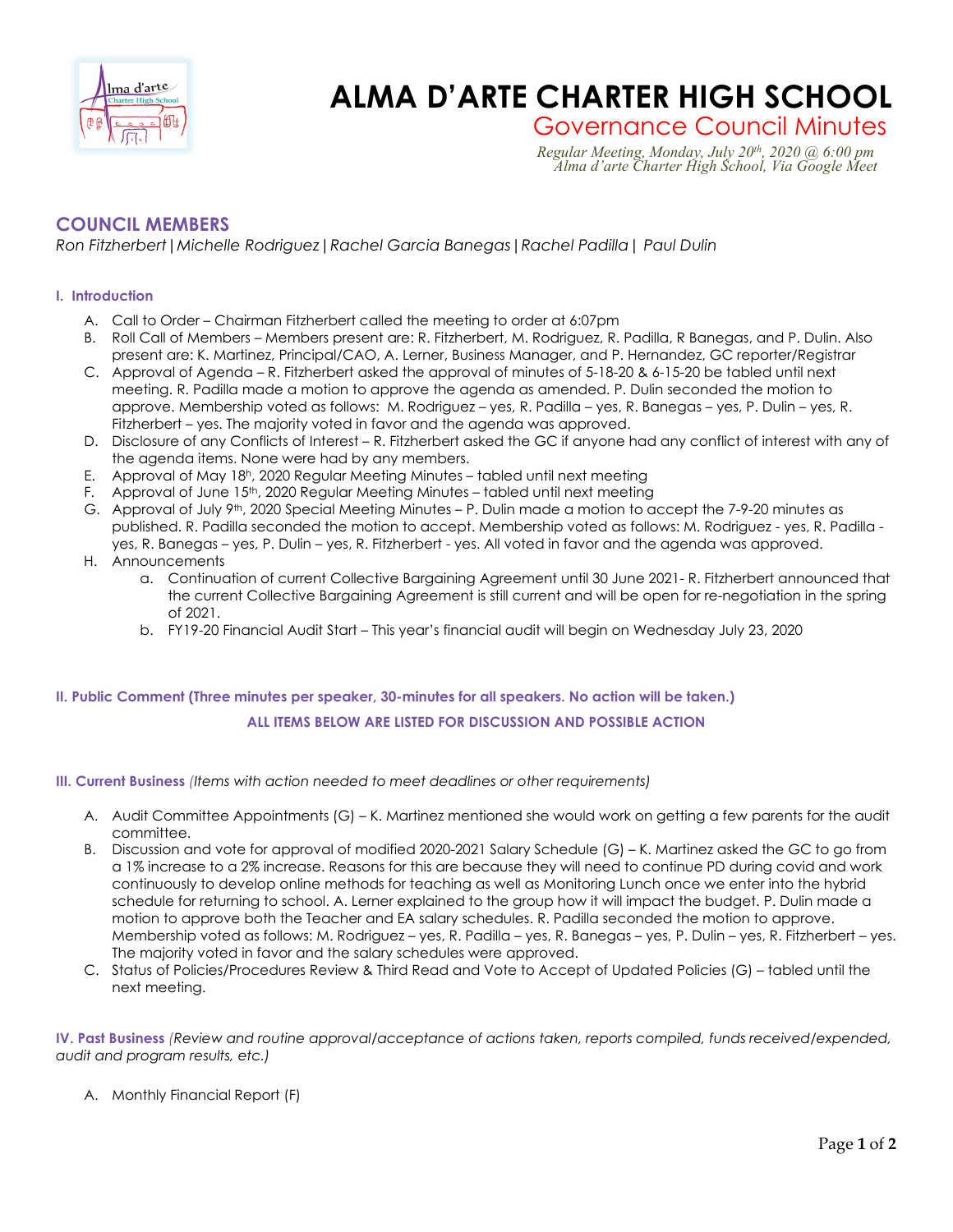# ALMA D'ARTE CHARTER HIGH SCHOOL

## Governance Council Minutes

*Regular Meeting, Monday, July 20th, 2020 @ 6:00 pm*
*Alma d'arte Charter High School, Via Google Meet*

## COUNCIL MEMBERS

*Ron Fitzherbert | Michelle Rodriguez | Rachel Garcia Banegas | Rachel Padilla | Paul Dulin*

### I. Introduction

A. Call to Order – Chairman Fitzherbert called the meeting to order at 6:07pm

B. Roll Call of Members – Members present are: R. Fitzherbert, M. Rodriguez, R. Padilla, R Banegas, and P. Dulin. Also present are: K. Martinez, Principal/CAO, A. Lerner, Business Manager, and P. Hernandez, GC reporter/Registrar

C. Approval of Agenda – R. Fitzherbert asked the approval of minutes of 5-18-20 & 6-15-20 be tabled until next meeting. R. Padilla made a motion to approve the agenda as amended. P. Dulin seconded the motion to approve. Membership voted as follows: M. Rodriguez – yes, R. Padilla – yes, R. Banegas – yes, P. Dulin – yes, R. Fitzherbert – yes. The majority voted in favor and the agenda was approved.

D. Disclosure of any Conflicts of Interest – R. Fitzherbert asked the GC if anyone had any conflict of interest with any of the agenda items. None were had by any members.

E. Approval of May 18h, 2020 Regular Meeting Minutes – tabled until next meeting

F. Approval of June 15th, 2020 Regular Meeting Minutes – tabled until next meeting

G. Approval of July 9th, 2020 Special Meeting Minutes – P. Dulin made a motion to accept the 7-9-20 minutes as published. R. Padilla seconded the motion to accept. Membership voted as follows: M. Rodriguez - yes, R. Padilla - yes, R. Banegas – yes, P. Dulin – yes, R. Fitzherbert - yes. All voted in favor and the agenda was approved.

H. Announcements

a. Continuation of current Collective Bargaining Agreement until 30 June 2021- R. Fitzherbert announced that the current Collective Bargaining Agreement is still current and will be open for re-negotiation in the spring of 2021.

b. FY19-20 Financial Audit Start – This year's financial audit will begin on Wednesday July 23, 2020

### II. Public Comment (Three minutes per speaker, 30-minutes for all speakers. No action will be taken.)

**ALL ITEMS BELOW ARE LISTED FOR DISCUSSION AND POSSIBLE ACTION**

### III. Current Business *(Items with action needed to meet deadlines or other requirements)*

A. Audit Committee Appointments (G) – K. Martinez mentioned she would work on getting a few parents for the audit committee.

B. Discussion and vote for approval of modified 2020-2021 Salary Schedule (G) – K. Martinez asked the GC to go from a 1% increase to a 2% increase. Reasons for this are because they will need to continue PD during covid and work continuously to develop online methods for teaching as well as Monitoring Lunch once we enter into the hybrid schedule for returning to school. A. Lerner explained to the group how it will impact the budget. P. Dulin made a motion to approve both the Teacher and EA salary schedules. R. Padilla seconded the motion to approve. Membership voted as follows: M. Rodriguez – yes, R. Padilla – yes, R. Banegas – yes, P. Dulin – yes, R. Fitzherbert – yes. The majority voted in favor and the salary schedules were approved.

C. Status of Policies/Procedures Review & Third Read and Vote to Accept of Updated Policies (G) – tabled until the next meeting.

### IV. Past Business *(Review and routine approval/acceptance of actions taken, reports compiled, funds received/expended, audit and program results, etc.)*

A. Monthly Financial Report (F)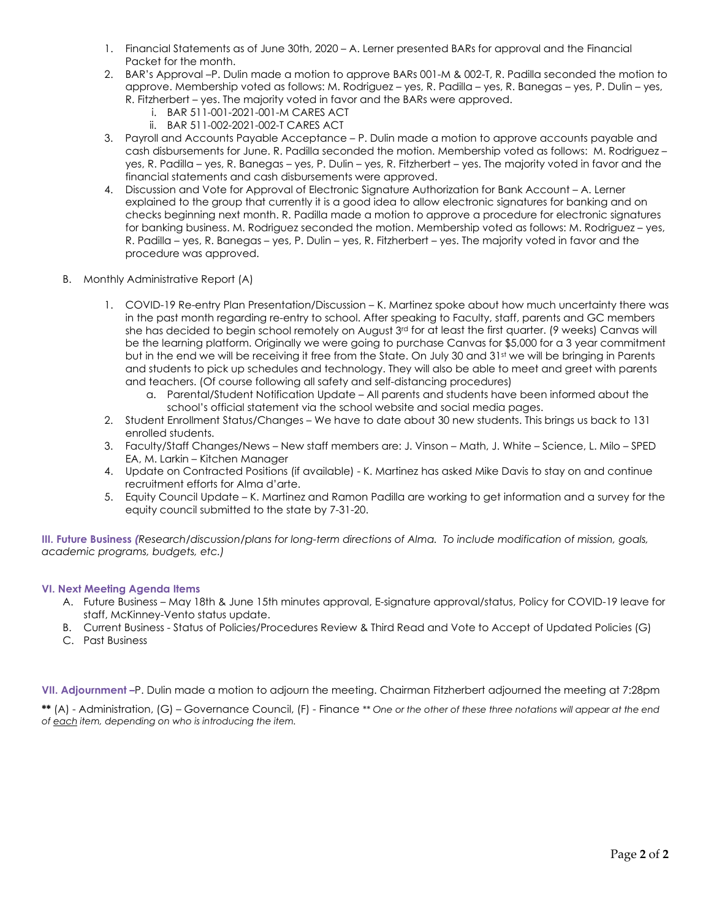1. Financial Statements as of June 30th, 2020 – A. Lerner presented BARs for approval and the Financial Packet for the month.
2. BAR's Approval –P. Dulin made a motion to approve BARs 001-M & 002-T, R. Padilla seconded the motion to approve. Membership voted as follows: M. Rodriguez – yes, R. Padilla – yes, R. Banegas – yes, P. Dulin – yes, R. Fitzherbert – yes. The majority voted in favor and the BARs were approved.
   i. BAR 511-001-2021-001-M CARES ACT
   ii. BAR 511-002-2021-002-T CARES ACT
3. Payroll and Accounts Payable Acceptance – P. Dulin made a motion to approve accounts payable and cash disbursements for June. R. Padilla seconded the motion. Membership voted as follows: M. Rodriguez – yes, R. Padilla – yes, R. Banegas – yes, P. Dulin – yes, R. Fitzherbert – yes. The majority voted in favor and the financial statements and cash disbursements were approved.
4. Discussion and Vote for Approval of Electronic Signature Authorization for Bank Account – A. Lerner explained to the group that currently it is a good idea to allow electronic signatures for banking and on checks beginning next month. R. Padilla made a motion to approve a procedure for electronic signatures for banking business. M. Rodriguez seconded the motion. Membership voted as follows: M. Rodriguez – yes, R. Padilla – yes, R. Banegas – yes, P. Dulin – yes, R. Fitzherbert – yes. The majority voted in favor and the procedure was approved.

B. Monthly Administrative Report (A)

1. COVID-19 Re-entry Plan Presentation/Discussion – K. Martinez spoke about how much uncertainty there was in the past month regarding re-entry to school. After speaking to Faculty, staff, parents and GC members she has decided to begin school remotely on August 3rd for at least the first quarter. (9 weeks) Canvas will be the learning platform. Originally we were going to purchase Canvas for $5,000 for a 3 year commitment but in the end we will be receiving it free from the State. On July 30 and 31st we will be bringing in Parents and students to pick up schedules and technology. They will also be able to meet and greet with parents and teachers. (Of course following all safety and self-distancing procedures)
   a. Parental/Student Notification Update – All parents and students have been informed about the school's official statement via the school website and social media pages.
2. Student Enrollment Status/Changes – We have to date about 30 new students. This brings us back to 131 enrolled students.
3. Faculty/Staff Changes/News – New staff members are: J. Vinson – Math, J. White – Science, L. Milo – SPED EA, M. Larkin – Kitchen Manager
4. Update on Contracted Positions (if available) - K. Martinez has asked Mike Davis to stay on and continue recruitment efforts for Alma d'arte.
5. Equity Council Update – K. Martinez and Ramon Padilla are working to get information and a survey for the equity council submitted to the state by 7-31-20.

**III. Future Business** *(Research/discussion/plans for long-term directions of Alma. To include modification of mission, goals, academic programs, budgets, etc.)*

**VI. Next Meeting Agenda Items**

A. Future Business – May 18th & June 15th minutes approval, E-signature approval/status, Policy for COVID-19 leave for staff, McKinney-Vento status update.
B. Current Business - Status of Policies/Procedures Review & Third Read and Vote to Accept of Updated Policies (G)
C. Past Business

**VII. Adjournment** –P. Dulin made a motion to adjourn the meeting. Chairman Fitzherbert adjourned the meeting at 7:28pm

**\*\*** (A) - Administration, (G) – Governance Council, (F) - Finance *\*\* One or the other of these three notations will appear at the end of each item, depending on who is introducing the item.*